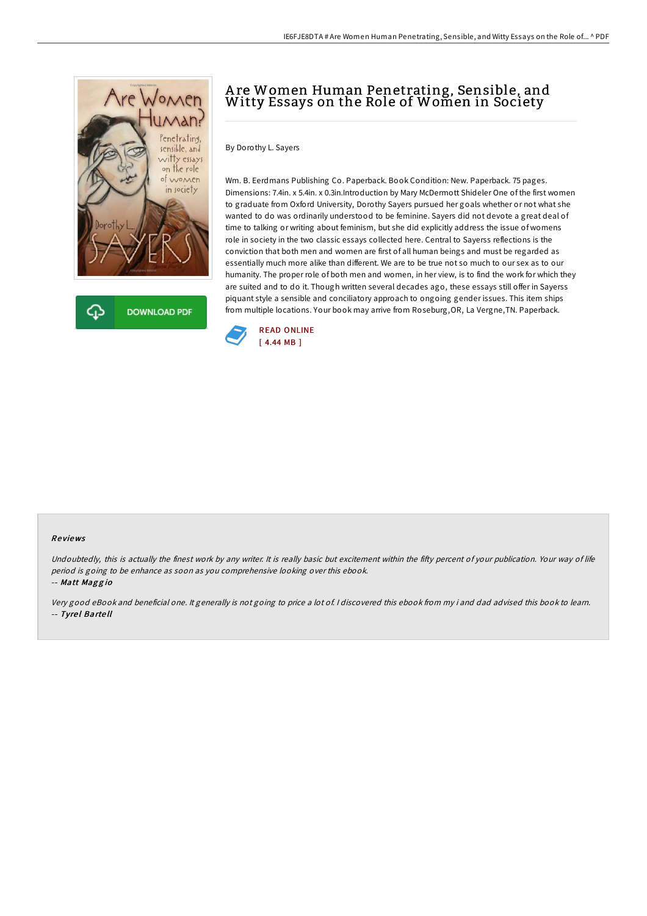# Are Women Human Penetrating, Sensible, and Witty Essays on the Role of Women in Society

By Dorothy L. Sayers

Wm. B. Eerdmans Publishing Co. Paperback. Book Condition: New. Paperback. 75 pages. Dimensions: 7.4in. x 5.4in. x 0.3in.Introduction by Mary McDermott Shideler One of the first women to graduate from Oxford University, Dorothy Sayers pursued her goals whether or not what she wanted to do was ordinarily understood to be feminine. Sayers did not devote a great deal of time to talking or writing about feminism, but she did explicitly address the issue of womens role in society in the two classic essays collected here. Central to Sayerss reflections is the conviction that both men and women are first of all human beings and must be regarded as essentially much more alike than different. We are to be true not so much to our sex as to our humanity. The proper role of both men and women, in her view, is to find the work for which they are suited and to do it. Though written several decades ago, these essays still offer in Sayerss piquant style a sensible and conciliatory approach to ongoing gender issues. This item ships from multiple locations. Your book may arrive from Roseburg,OR, La Vergne,TN. Paperback.

DOWNLOAD PDF

READ ONLINE
[ 4.44 MB ]

## Reviews

*Undoubtedly, this is actually the finest work by any writer. It is really basic but excitement within the fifty percent of your publication. Your way of life period is going to be enhance as soon as you comprehensive looking over this ebook.*

-- *Matt Maggio*

*Very good eBook and beneficial one. It generally is not going to price a lot of. I discovered this ebook from my i and dad advised this book to learn.*

-- *Tyrel Bartell*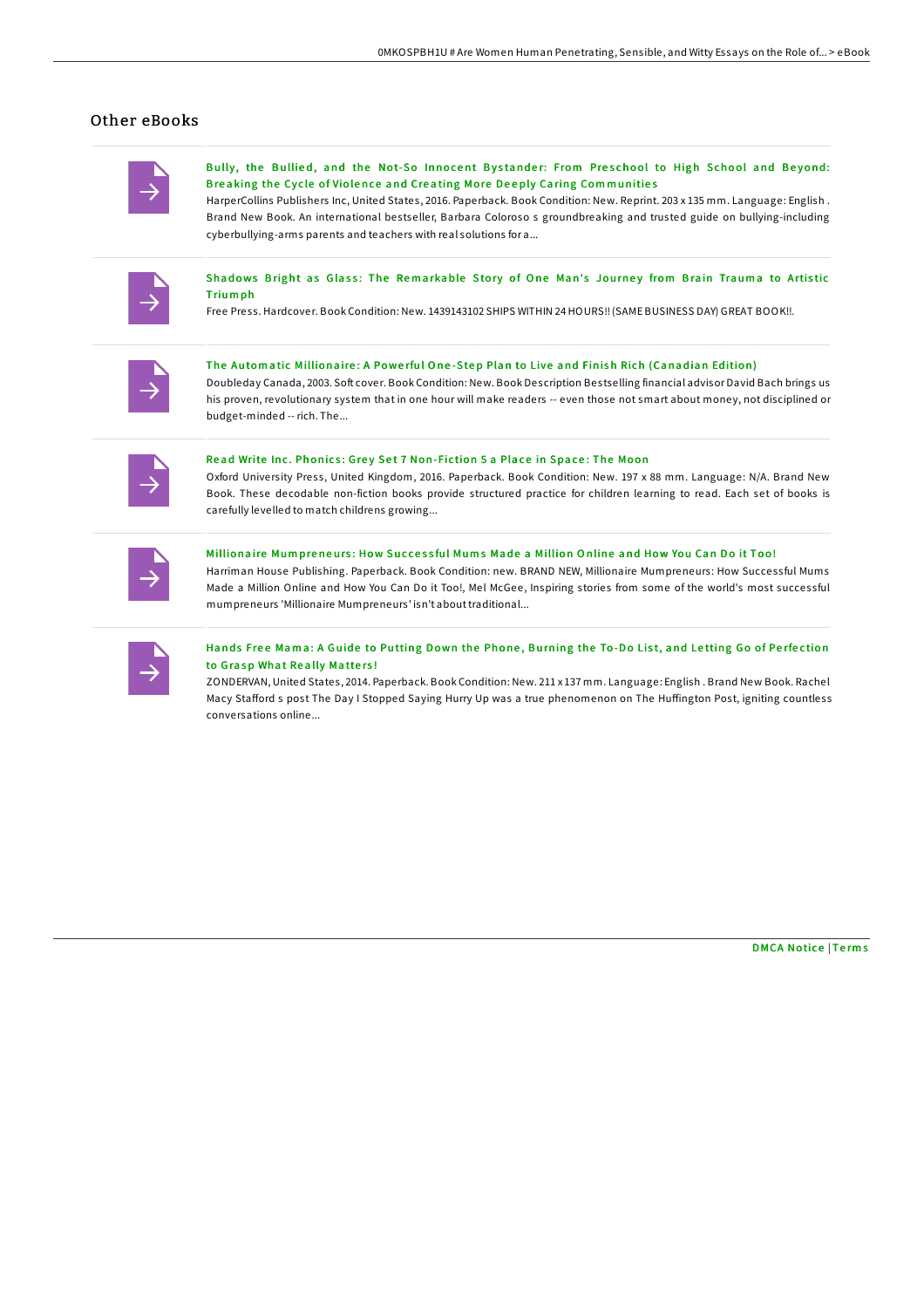## Other eBooks

**Bully, the Bullied, and the Not-So Innocent Bystander: From Preschool to High School and Beyond: Breaking the Cycle of Violence and Creating More Deeply Caring Communities**

HarperCollins Publishers Inc, United States, 2016. Paperback. Book Condition: New. Reprint. 203 x 135 mm. Language: English . Brand New Book. An international bestseller, Barbara Coloroso s groundbreaking and trusted guide on bullying-including cyberbullying-arms parents and teachers with real solutions for a...

**Shadows Bright as Glass: The Remarkable Story of One Man's Journey from Brain Trauma to Artistic Triumph**

Free Press. Hardcover. Book Condition: New. 1439143102 SHIPS WITHIN 24 HOURS!! (SAME BUSINESS DAY) GREAT BOOK!!.

**The Automatic Millionaire: A Powerful One-Step Plan to Live and Finish Rich (Canadian Edition)**

Doubleday Canada, 2003. Soft cover. Book Condition: New. Book Description Bestselling financial advisor David Bach brings us his proven, revolutionary system that in one hour will make readers -- even those not smart about money, not disciplined or budget-minded -- rich. The...

**Read Write Inc. Phonics: Grey Set 7 Non-Fiction 5 a Place in Space: The Moon**

Oxford University Press, United Kingdom, 2016. Paperback. Book Condition: New. 197 x 88 mm. Language: N/A. Brand New Book. These decodable non-fiction books provide structured practice for children learning to read. Each set of books is carefully levelled to match childrens growing...

**Millionaire Mumpreneurs: How Successful Mums Made a Million Online and How You Can Do it Too!**

Harriman House Publishing. Paperback. Book Condition: new. BRAND NEW, Millionaire Mumpreneurs: How Successful Mums Made a Million Online and How You Can Do it Too!, Mel McGee, Inspiring stories from some of the world's most successful mumpreneurs 'Millionaire Mumpreneurs' isn't about traditional...

**Hands Free Mama: A Guide to Putting Down the Phone, Burning the To-Do List, and Letting Go of Perfection to Grasp What Really Matters!**

ZONDERVAN, United States, 2014. Paperback. Book Condition: New. 211 x 137 mm. Language: English . Brand New Book. Rachel Macy Stafford s post The Day I Stopped Saying Hurry Up was a true phenomenon on The Huffington Post, igniting countless conversations online...